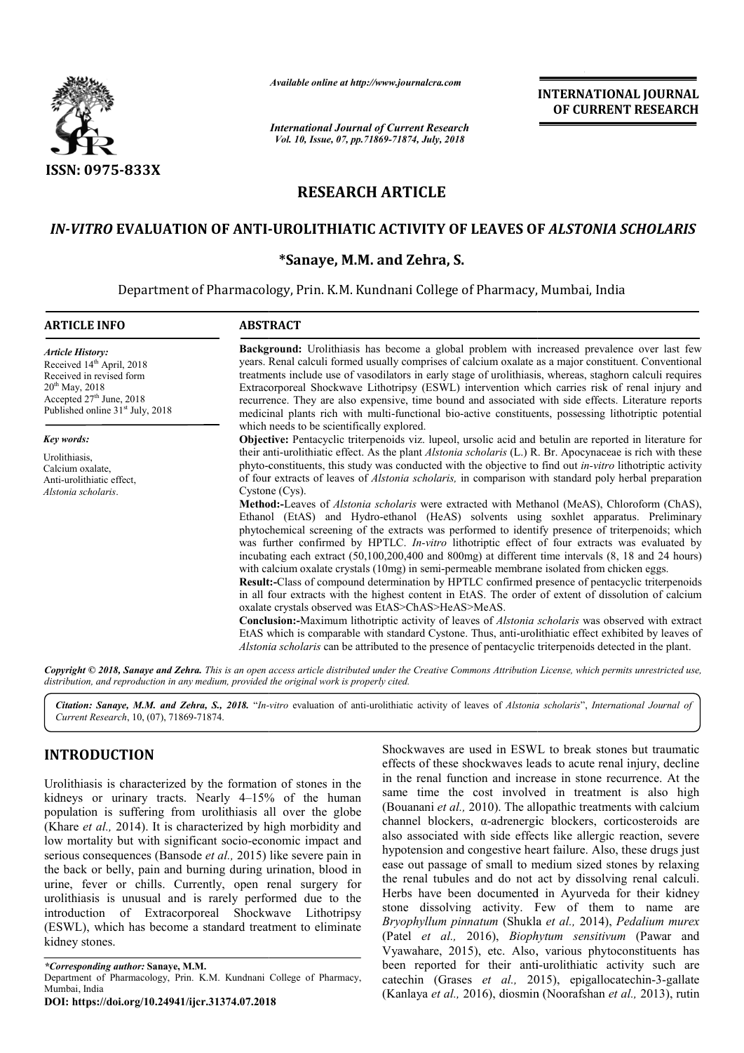Available online at http://www.journalcra.com

International Journal of Current Research
Vol. 10, Issue, 07, pp.71869-71874, July, 2018

INTERNATIONAL JOURNAL OF CURRENT RESEARCH

ISSN: 0975-833X

# RESEARCH ARTICLE

# *IN-VITRO* EVALUATION OF ANTI-UROLITHIATIC ACTIVITY OF LEAVES OF *ALSTONIA SCHOLARIS*

**\*Sanaye, M.M. and Zehra, S.**

Department of Pharmacology, Prin. K.M. Kundnani College of Pharmacy, Mumbai, India

## ARTICLE INFO

*Article History:*
Received 14th April, 2018
Received in revised form 20th May, 2018
Accepted 27th June, 2018
Published online 31st July, 2018

*Key words:*
Urolithiasis,
Calcium oxalate,
Anti-urolithiatic effect,
*Alstonia scholaris*.

## ABSTRACT

**Background:** Urolithiasis has become a global problem with increased prevalence over last few years. Renal calculi formed usually comprises of calcium oxalate as a major constituent. Conventional treatments include use of vasodilators in early stage of urolithiasis, whereas, staghorn calculi requires Extracorporeal Shockwave Lithotripsy (ESWL) intervention which carries risk of renal injury and recurrence. They are also expensive, time bound and associated with side effects. Literature reports medicinal plants rich with multi-functional bio-active constituents, possessing lithotriptic potential which needs to be scientifically explored.

**Objective:** Pentacyclic triterpenoids viz. lupeol, ursolic acid and betulin are reported in literature for their anti-urolithiatic effect. As the plant *Alstonia scholaris* (L.) R. Br. Apocynaceae is rich with these phyto-constituents, this study was conducted with the objective to find out *in-vitro* lithotriptic activity of four extracts of leaves of *Alstonia scholaris,* in comparison with standard poly herbal preparation Cystone (Cys).

**Method:-**Leaves of *Alstonia scholaris* were extracted with Methanol (MeAS), Chloroform (ChAS), Ethanol (EtAS) and Hydro-ethanol (HeAS) solvents using soxhlet apparatus. Preliminary phytochemical screening of the extracts was performed to identify presence of triterpenoids; which was further confirmed by HPTLC. *In-vitro* lithotriptic effect of four extracts was evaluated by incubating each extract (50,100,200,400 and 800mg) at different time intervals (8, 18 and 24 hours) with calcium oxalate crystals (10mg) in semi-permeable membrane isolated from chicken eggs.

**Result:-**Class of compound determination by HPTLC confirmed presence of pentacyclic triterpenoids in all four extracts with the highest content in EtAS. The order of extent of dissolution of calcium oxalate crystals observed was EtAS>ChAS>HeAS>MeAS.

**Conclusion:-**Maximum lithotriptic activity of leaves of *Alstonia scholaris* was observed with extract EtAS which is comparable with standard Cystone. Thus, anti-urolithiatic effect exhibited by leaves of *Alstonia scholaris* can be attributed to the presence of pentacyclic triterpenoids detected in the plant.

*Copyright © 2018, Sanaye and Zehra. This is an open access article distributed under the Creative Commons Attribution License, which permits unrestricted use, distribution, and reproduction in any medium, provided the original work is properly cited.*

*Citation: Sanaye, M.M. and Zehra, S., 2018.* "*In-vitro* evaluation of anti-urolithiatic activity of leaves of *Alstonia scholaris*", *International Journal of Current Research*, 10, (07), 71869-71874.

## INTRODUCTION

Urolithiasis is characterized by the formation of stones in the kidneys or urinary tracts. Nearly 4–15% of the human population is suffering from urolithiasis all over the globe (Khare *et al.,* 2014). It is characterized by high morbidity and low mortality but with significant socio-economic impact and serious consequences (Bansode *et al.,* 2015) like severe pain in the back or belly, pain and burning during urination, blood in urine, fever or chills. Currently, open renal surgery for urolithiasis is unusual and is rarely performed due to the introduction of Extracorporeal Shockwave Lithotripsy (ESWL), which has become a standard treatment to eliminate kidney stones.

Shockwaves are used in ESWL to break stones but traumatic effects of these shockwaves leads to acute renal injury, decline in the renal function and increase in stone recurrence. At the same time the cost involved in treatment is also high (Bouanani *et al.,* 2010). The allopathic treatments with calcium channel blockers, α-adrenergic blockers, corticosteroids are also associated with side effects like allergic reaction, severe hypotension and congestive heart failure. Also, these drugs just ease out passage of small to medium sized stones by relaxing the renal tubules and do not act by dissolving renal calculi. Herbs have been documented in Ayurveda for their kidney stone dissolving activity. Few of them to name are *Bryophyllum pinnatum* (Shukla *et al.,* 2014), *Pedalium murex* (Patel *et al.,* 2016), *Biophytum sensitivum* (Pawar and Vyawahare, 2015), etc. Also, various phytoconstituents has been reported for their anti-urolithiatic activity such are catechin (Grases *et al.,* 2015), epigallocatechin-3-gallate (Kanlaya *et al.,* 2016), diosmin (Noorafshan *et al.,* 2013), rutin

---

*\*Corresponding author:* **Sanaye, M.M.**
Department of Pharmacology, Prin. K.M. Kundnani College of Pharmacy, Mumbai, India

**DOI: https://doi.org/10.24941/ijcr.31374.07.2018**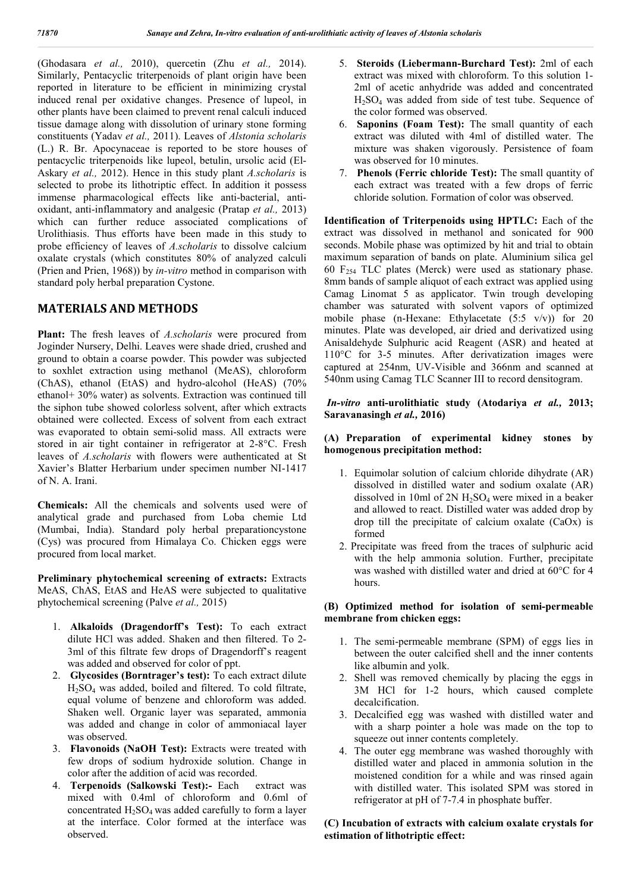(Ghodasara *et al.,* 2010), quercetin (Zhu *et al.,* 2014). Similarly, Pentacyclic triterpenoids of plant origin have been reported in literature to be efficient in minimizing crystal induced renal per oxidative changes. Presence of lupeol, in other plants have been claimed to prevent renal calculi induced tissue damage along with dissolution of urinary stone forming constituents (Yadav *et al.,* 2011). Leaves of *Alstonia scholaris* (L.) R. Br. Apocynaceae is reported to be store houses of pentacyclic triterpenoids like lupeol, betulin, ursolic acid (El-Askary *et al.,* 2012). Hence in this study plant *A.scholaris* is selected to probe its lithotriptic effect. In addition it possess immense pharmacological effects like anti-bacterial, anti-oxidant, anti-inflammatory and analgesic (Pratap *et al.,* 2013) which can further reduce associated complications of Urolithiasis. Thus efforts have been made in this study to probe efficiency of leaves of *A.scholaris* to dissolve calcium oxalate crystals (which constitutes 80% of analyzed calculi (Prien and Prien, 1968)) by *in-vitro* method in comparison with standard poly herbal preparation Cystone.

## MATERIALS AND METHODS

**Plant:** The fresh leaves of *A.scholaris* were procured from Joginder Nursery, Delhi. Leaves were shade dried, crushed and ground to obtain a coarse powder. This powder was subjected to soxhlet extraction using methanol (MeAS), chloroform (ChAS), ethanol (EtAS) and hydro-alcohol (HeAS) (70% ethanol+ 30% water) as solvents. Extraction was continued till the siphon tube showed colorless solvent, after which extracts obtained were collected. Excess of solvent from each extract was evaporated to obtain semi-solid mass. All extracts were stored in air tight container in refrigerator at 2-8°C. Fresh leaves of *A.scholaris* with flowers were authenticated at St Xavier's Blatter Herbarium under specimen number NI-1417 of N. A. Irani.

**Chemicals:** All the chemicals and solvents used were of analytical grade and purchased from Loba chemie Ltd (Mumbai, India). Standard poly herbal preparationcystone (Cys) was procured from Himalaya Co. Chicken eggs were procured from local market.

**Preliminary phytochemical screening of extracts:** Extracts MeAS, ChAS, EtAS and HeAS were subjected to qualitative phytochemical screening (Palve *et al.,* 2015)

1. **Alkaloids (Dragendorff's Test):** To each extract dilute HCl was added. Shaken and then filtered. To 2-3ml of this filtrate few drops of Dragendorff's reagent was added and observed for color of ppt.
2. **Glycosides (Borntrager's test):** To each extract dilute $H_2SO_4$ was added, boiled and filtered. To cold filtrate, equal volume of benzene and chloroform was added. Shaken well. Organic layer was separated, ammonia was added and change in color of ammoniacal layer was observed.
3. **Flavonoids (NaOH Test):** Extracts were treated with few drops of sodium hydroxide solution. Change in color after the addition of acid was recorded.
4. **Terpenoids (Salkowski Test):-** Each extract was mixed with 0.4ml of chloroform and 0.6ml of concentrated $H_2SO_4$ was added carefully to form a layer at the interface. Color formed at the interface was observed.
5. **Steroids (Liebermann-Burchard Test):** 2ml of each extract was mixed with chloroform. To this solution 1-2ml of acetic anhydride was added and concentrated $H_2SO_4$ was added from side of test tube. Sequence of the color formed was observed.
6. **Saponins (Foam Test):** The small quantity of each extract was diluted with 4ml of distilled water. The mixture was shaken vigorously. Persistence of foam was observed for 10 minutes.
7. **Phenols (Ferric chloride Test):** The small quantity of each extract was treated with a few drops of ferric chloride solution. Formation of color was observed.

**Identification of Triterpenoids using HPTLC:** Each of the extract was dissolved in methanol and sonicated for 900 seconds. Mobile phase was optimized by hit and trial to obtain maximum separation of bands on plate. Aluminium silica gel 60 $F_{254}$ TLC plates (Merck) were used as stationary phase. 8mm bands of sample aliquot of each extract was applied using Camag Linomat 5 as applicator. Twin trough developing chamber was saturated with solvent vapors of optimized mobile phase (n-Hexane: Ethylacetate (5:5 v/v)) for 20 minutes. Plate was developed, air dried and derivatized using Anisaldehyde Sulphuric acid Reagent (ASR) and heated at 110°C for 3-5 minutes. After derivatization images were captured at 254nm, UV-Visible and 366nm and scanned at 540nm using Camag TLC Scanner III to record densitogram.

***In-vitro* anti-urolithiatic study (Atodariya *et al.,* 2013; Saravanasingh *et al.,* 2016)**

**(A) Preparation of experimental kidney stones by homogenous precipitation method:**

1. Equimolar solution of calcium chloride dihydrate (AR) dissolved in distilled water and sodium oxalate (AR) dissolved in 10ml of 2N $H_2SO_4$ were mixed in a beaker and allowed to react. Distilled water was added drop by drop till the precipitate of calcium oxalate (CaOx) is formed
2. Precipitate was freed from the traces of sulphuric acid with the help ammonia solution. Further, precipitate was washed with distilled water and dried at 60°C for 4 hours.

**(B) Optimized method for isolation of semi-permeable membrane from chicken eggs:**

1. The semi-permeable membrane (SPM) of eggs lies in between the outer calcified shell and the inner contents like albumin and yolk.
2. Shell was removed chemically by placing the eggs in 3M HCl for 1-2 hours, which caused complete decalcification.
3. Decalcified egg was washed with distilled water and with a sharp pointer a hole was made on the top to squeeze out inner contents completely.
4. The outer egg membrane was washed thoroughly with distilled water and placed in ammonia solution in the moistened condition for a while and was rinsed again with distilled water. This isolated SPM was stored in refrigerator at pH of 7-7.4 in phosphate buffer.

**(C) Incubation of extracts with calcium oxalate crystals for estimation of lithotriptic effect:**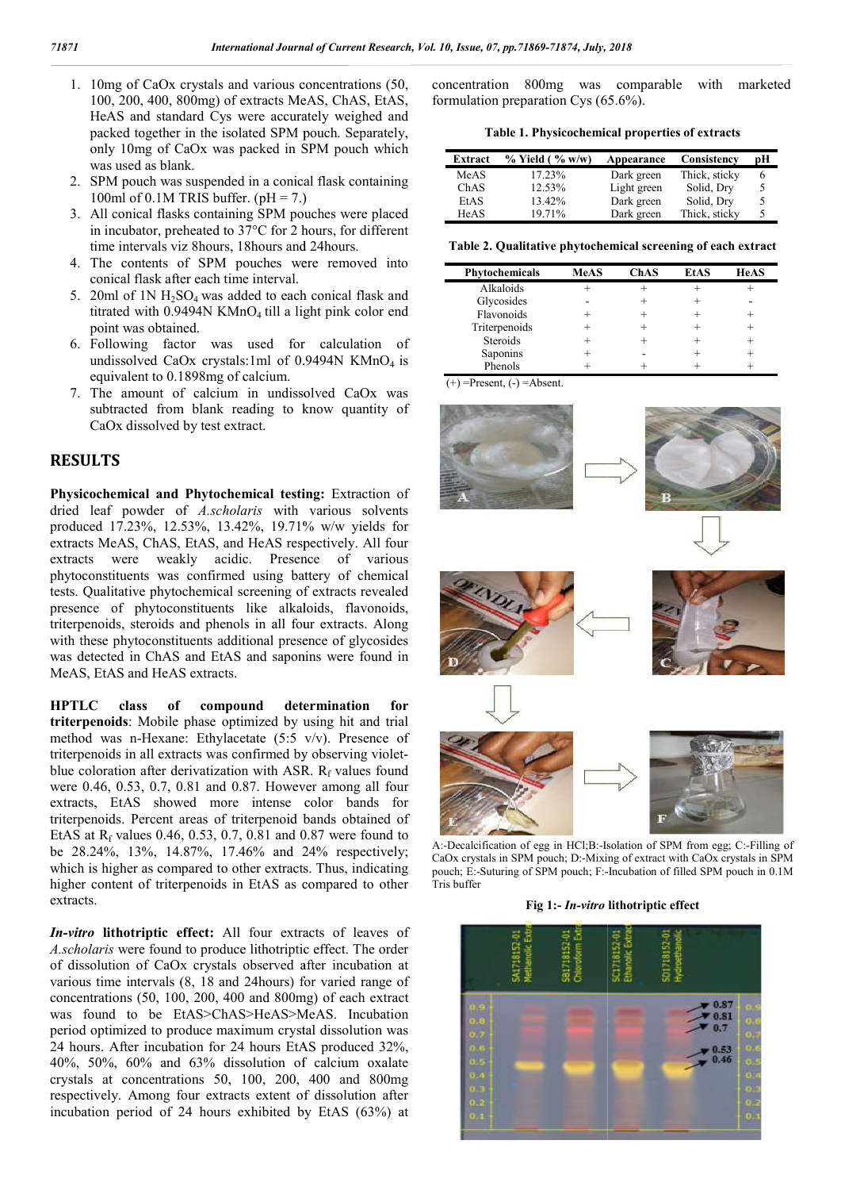1. 10mg of CaOx crystals and various concentrations (50, 100, 200, 400, 800mg) of extracts MeAS, ChAS, EtAS, HeAS and standard Cys were accurately weighed and packed together in the isolated SPM pouch. Separately, only 10mg of CaOx was packed in SPM pouch which was used as blank.
2. SPM pouch was suspended in a conical flask containing 100ml of 0.1M TRIS buffer. (pH = 7.)
3. All conical flasks containing SPM pouches were placed in incubator, preheated to 37°C for 2 hours, for different time intervals viz 8hours, 18hours and 24hours.
4. The contents of SPM pouches were removed into conical flask after each time interval.
5. 20ml of 1N $H_2SO_4$ was added to each conical flask and titrated with 0.9494N $KMnO_4$ till a light pink color end point was obtained.
6. Following factor was used for calculation of undissolved CaOx crystals:1ml of 0.9494N $KMnO_4$ is equivalent to 0.1898mg of calcium.
7. The amount of calcium in undissolved CaOx was subtracted from blank reading to know quantity of CaOx dissolved by test extract.

## RESULTS

**Physicochemical and Phytochemical testing:** Extraction of dried leaf powder of *A.scholaris* with various solvents produced 17.23%, 12.53%, 13.42%, 19.71% w/w yields for extracts MeAS, ChAS, EtAS, and HeAS respectively. All four extracts were weakly acidic. Presence of various phytoconstituents was confirmed using battery of chemical tests. Qualitative phytochemical screening of extracts revealed presence of phytoconstituents like alkaloids, flavonoids, triterpenoids, steroids and phenols in all four extracts. Along with these phytoconstituents additional presence of glycosides was detected in ChAS and EtAS and saponins were found in MeAS, EtAS and HeAS extracts.

**HPTLC class of compound determination for triterpenoids**: Mobile phase optimized by using hit and trial method was n-Hexane: Ethylacetate (5:5 v/v). Presence of triterpenoids in all extracts was confirmed by observing violet-blue coloration after derivatization with ASR. $R_f$ values found were 0.46, 0.53, 0.7, 0.81 and 0.87. However among all four extracts, EtAS showed more intense color bands for triterpenoids. Percent areas of triterpenoid bands obtained of EtAS at $R_f$ values 0.46, 0.53, 0.7, 0.81 and 0.87 were found to be 28.24%, 13%, 14.87%, 17.46% and 24% respectively; which is higher as compared to other extracts. Thus, indicating higher content of triterpenoids in EtAS as compared to other extracts.

***In-vitro* lithotriptic effect:** All four extracts of leaves of *A.scholaris* were found to produce lithotriptic effect. The order of dissolution of CaOx crystals observed after incubation at various time intervals (8, 18 and 24hours) for varied range of concentrations (50, 100, 200, 400 and 800mg) of each extract was found to be EtAS>ChAS>HeAS>MeAS. Incubation period optimized to produce maximum crystal dissolution was 24 hours. After incubation for 24 hours EtAS produced 32%, 40%, 50%, 60% and 63% dissolution of calcium oxalate crystals at concentrations 50, 100, 200, 400 and 800mg respectively. Among four extracts extent of dissolution after incubation period of 24 hours exhibited by EtAS (63%) at concentration 800mg was comparable with marketed formulation preparation Cys (65.6%).

**Table 1. Physicochemical properties of extracts**

| Extract | % Yield ( % w/w) | Appearance | Consistency | pH |
|---|---|---|---|---|
| MeAS | 17.23% | Dark green | Thick, sticky | 6 |
| ChAS | 12.53% | Light green | Solid, Dry | 5 |
| EtAS | 13.42% | Dark green | Solid, Dry | 5 |
| HeAS | 19.71% | Dark green | Thick, sticky | 5 |

**Table 2. Qualitative phytochemical screening of each extract**

| Phytochemicals | MeAS | ChAS | EtAS | HeAS |
|---|---|---|---|---|
| Alkaloids | + | + | + | + |
| Glycosides | - | + | + | - |
| Flavonoids | + | + | + | + |
| Triterpenoids | + | + | + | + |
| Steroids | + | + | + | + |
| Saponins | + | - | + | + |
| Phenols | + | + | + | + |

(+) =Present, (-) =Absent.

A:-Decalcification of egg in HCl;B:-Isolation of SPM from egg; C:-Filling of CaOx crystals in SPM pouch; D:-Mixing of extract with CaOx crystals in SPM pouch; E:-Suturing of SPM pouch; F:-Incubation of filled SPM pouch in 0.1M Tris buffer

**Fig 1:- *In-vitro* lithotriptic effect**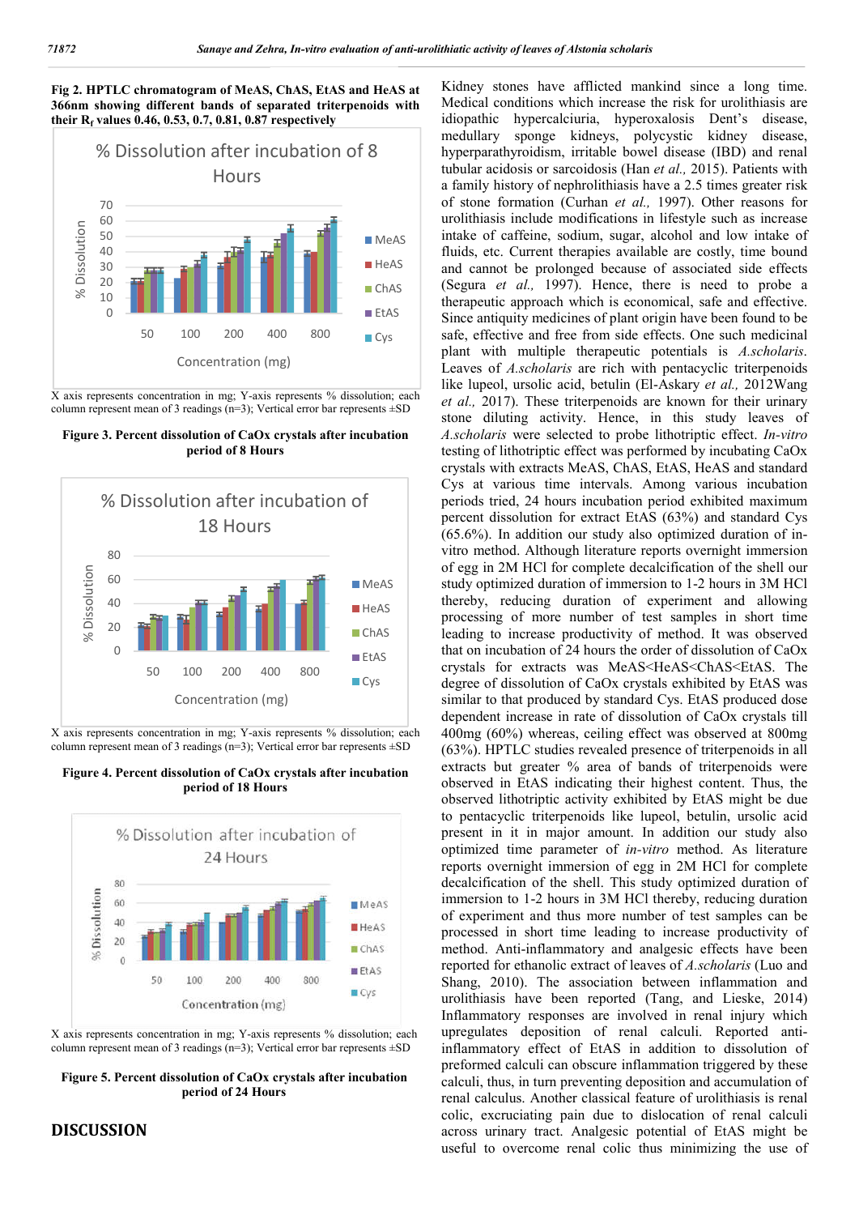**Fig 2. HPTLC chromatogram of MeAS, ChAS, EtAS and HeAS at 366nm showing different bands of separated triterpenoids with their $R_f$ values 0.46, 0.53, 0.7, 0.81, 0.87 respectively**

X axis represents concentration in mg; Y-axis represents % dissolution; each column represent mean of 3 readings (n=3); Vertical error bar represents ±SD

**Figure 3. Percent dissolution of CaOx crystals after incubation period of 8 Hours**

X axis represents concentration in mg; Y-axis represents % dissolution; each column represent mean of 3 readings (n=3); Vertical error bar represents ±SD

**Figure 4. Percent dissolution of CaOx crystals after incubation period of 18 Hours**

X axis represents concentration in mg; Y-axis represents % dissolution; each column represent mean of 3 readings (n=3); Vertical error bar represents ±SD

**Figure 5. Percent dissolution of CaOx crystals after incubation period of 24 Hours**

## DISCUSSION

Kidney stones have afflicted mankind since a long time. Medical conditions which increase the risk for urolithiasis are idiopathic hypercalciuria, hyperoxalosis Dent's disease, medullary sponge kidneys, polycystic kidney disease, hyperparathyroidism, irritable bowel disease (IBD) and renal tubular acidosis or sarcoidosis (Han *et al.,* 2015). Patients with a family history of nephrolithiasis have a 2.5 times greater risk of stone formation (Curhan *et al.,* 1997). Other reasons for urolithiasis include modifications in lifestyle such as increase intake of caffeine, sodium, sugar, alcohol and low intake of fluids, etc. Current therapies available are costly, time bound and cannot be prolonged because of associated side effects (Segura *et al.,* 1997). Hence, there is need to probe a therapeutic approach which is economical, safe and effective. Since antiquity medicines of plant origin have been found to be safe, effective and free from side effects. One such medicinal plant with multiple therapeutic potentials is *A.scholaris*. Leaves of *A.scholaris* are rich with pentacyclic triterpenoids like lupeol, ursolic acid, betulin (El-Askary *et al.,* 2012Wang *et al.,* 2017). These triterpenoids are known for their urinary stone diluting activity. Hence, in this study leaves of *A.scholaris* were selected to probe lithotriptic effect. *In-vitro* testing of lithotriptic effect was performed by incubating CaOx crystals with extracts MeAS, ChAS, EtAS, HeAS and standard Cys at various time intervals. Among various incubation periods tried, 24 hours incubation period exhibited maximum percent dissolution for extract EtAS (63%) and standard Cys (65.6%). In addition our study also optimized duration of in-vitro method. Although literature reports overnight immersion of egg in 2M HCl for complete decalcification of the shell our study optimized duration of immersion to 1-2 hours in 3M HCl thereby, reducing duration of experiment and allowing processing of more number of test samples in short time leading to increase productivity of method. It was observed that on incubation of 24 hours the order of dissolution of CaOx crystals for extracts was MeAS<HeAS<ChAS<EtAS. The degree of dissolution of CaOx crystals exhibited by EtAS was similar to that produced by standard Cys. EtAS produced dose dependent increase in rate of dissolution of CaOx crystals till 400mg (60%) whereas, ceiling effect was observed at 800mg (63%). HPTLC studies revealed presence of triterpenoids in all extracts but greater % area of bands of triterpenoids were observed in EtAS indicating their highest content. Thus, the observed lithotriptic activity exhibited by EtAS might be due to pentacyclic triterpenoids like lupeol, betulin, ursolic acid present in it in major amount. In addition our study also optimized time parameter of *in-vitro* method. As literature reports overnight immersion of egg in 2M HCl for complete decalcification of the shell. This study optimized duration of immersion to 1-2 hours in 3M HCl thereby, reducing duration of experiment and thus more number of test samples can be processed in short time leading to increase productivity of method. Anti-inflammatory and analgesic effects have been reported for ethanolic extract of leaves of *A.scholaris* (Luo and Shang, 2010). The association between inflammation and urolithiasis have been reported (Tang, and Lieske, 2014) Inflammatory responses are involved in renal injury which upregulates deposition of renal calculi. Reported anti-inflammatory effect of EtAS in addition to dissolution of preformed calculi can obscure inflammation triggered by these calculi, thus, in turn preventing deposition and accumulation of renal calculus. Another classical feature of urolithiasis is renal colic, excruciating pain due to dislocation of renal calculi across urinary tract. Analgesic potential of EtAS might be useful to overcome renal colic thus minimizing the use of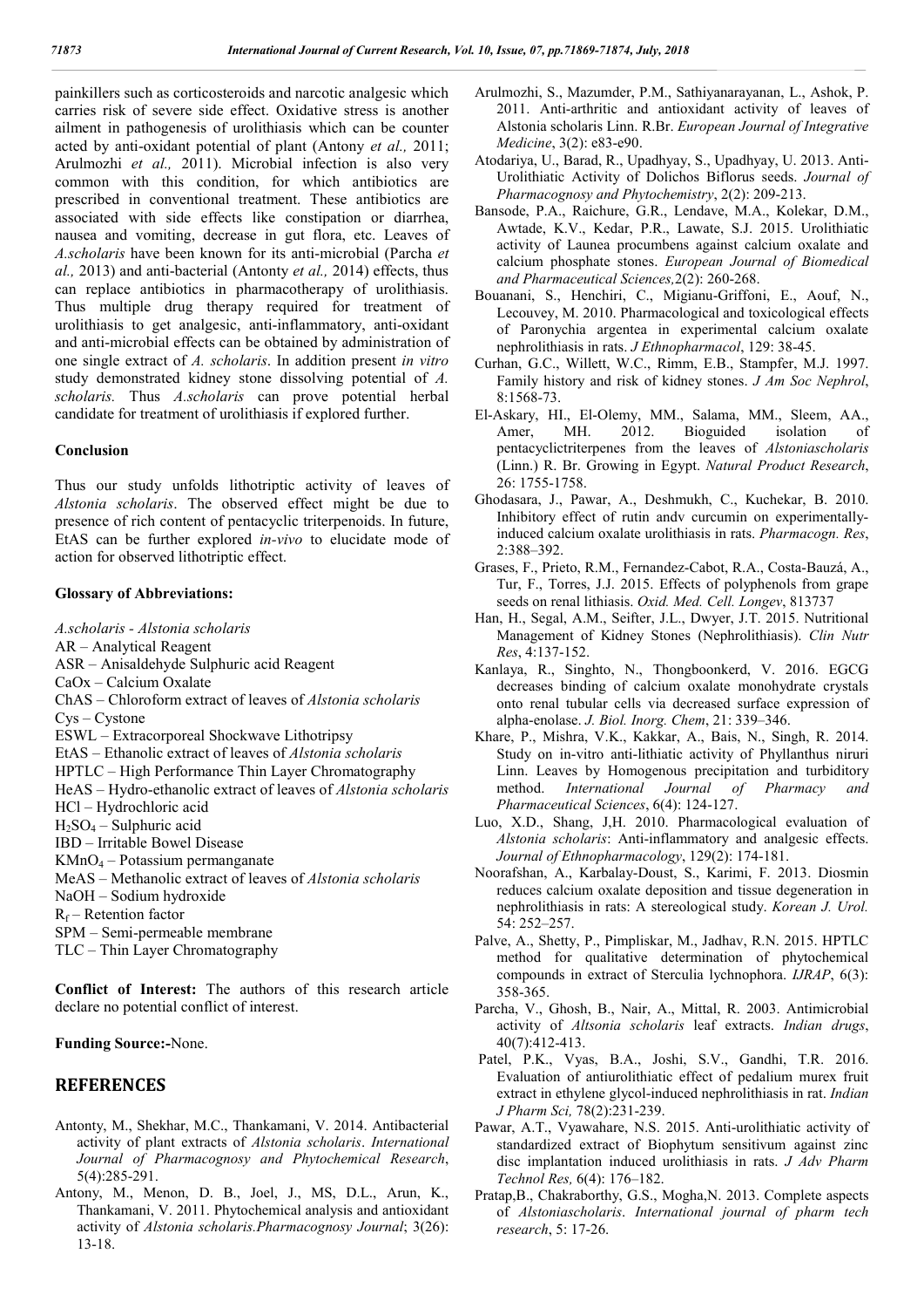painkillers such as corticosteroids and narcotic analgesic which carries risk of severe side effect. Oxidative stress is another ailment in pathogenesis of urolithiasis which can be counter acted by anti-oxidant potential of plant (Antony *et al.,* 2011; Arulmozhi *et al.,* 2011). Microbial infection is also very common with this condition, for which antibiotics are prescribed in conventional treatment. These antibiotics are associated with side effects like constipation or diarrhea, nausea and vomiting, decrease in gut flora, etc. Leaves of *A.scholaris* have been known for its anti-microbial (Parcha *et al.,* 2013) and anti-bacterial (Antonty *et al.,* 2014) effects, thus can replace antibiotics in pharmacotherapy of urolithiasis. Thus multiple drug therapy required for treatment of urolithiasis to get analgesic, anti-inflammatory, anti-oxidant and anti-microbial effects can be obtained by administration of one single extract of *A. scholaris*. In addition present *in vitro* study demonstrated kidney stone dissolving potential of *A. scholaris.* Thus *A.scholaris* can prove potential herbal candidate for treatment of urolithiasis if explored further.

## Conclusion

Thus our study unfolds lithotriptic activity of leaves of *Alstonia scholaris*. The observed effect might be due to presence of rich content of pentacyclic triterpenoids. In future, EtAS can be further explored *in-vivo* to elucidate mode of action for observed lithotriptic effect.

## Glossary of Abbreviations:

*A.scholaris - Alstonia scholaris*
AR – Analytical Reagent
ASR – Anisaldehyde Sulphuric acid Reagent
CaOx – Calcium Oxalate
ChAS – Chloroform extract of leaves of *Alstonia scholaris*
Cys – Cystone
ESWL – Extracorporeal Shockwave Lithotripsy
EtAS – Ethanolic extract of leaves of *Alstonia scholaris*
HPTLC – High Performance Thin Layer Chromatography
HeAS – Hydro-ethanolic extract of leaves of *Alstonia scholaris*
HCl – Hydrochloric acid
$H_2SO_4$ – Sulphuric acid
IBD – Irritable Bowel Disease
$KMnO_4$ – Potassium permanganate
MeAS – Methanolic extract of leaves of *Alstonia scholaris*
NaOH – Sodium hydroxide
$R_f$ – Retention factor
SPM – Semi-permeable membrane
TLC – Thin Layer Chromatography

**Conflict of Interest:** The authors of this research article declare no potential conflict of interest.

**Funding Source:-**None.

# REFERENCES

Antonty, M., Shekhar, M.C., Thankamani, V. 2014. Antibacterial activity of plant extracts of *Alstonia scholaris*. *International Journal of Pharmacognosy and Phytochemical Research*, 5(4):285-291.

Antony, M., Menon, D. B., Joel, J., MS, D.L., Arun, K., Thankamani, V. 2011. Phytochemical analysis and antioxidant activity of *Alstonia scholaris.Pharmacognosy Journal*; 3(26): 13-18.

Arulmozhi, S., Mazumder, P.M., Sathiyanarayanan, L., Ashok, P. 2011. Anti-arthritic and antioxidant activity of leaves of Alstonia scholaris Linn. R.Br. *European Journal of Integrative Medicine*, 3(2): e83-e90.

Atodariya, U., Barad, R., Upadhyay, S., Upadhyay, U. 2013. Anti-Urolithiatic Activity of Dolichos Biflorus seeds. *Journal of Pharmacognosy and Phytochemistry*, 2(2): 209-213.

Bansode, P.A., Raichure, G.R., Lendave, M.A., Kolekar, D.M., Awtade, K.V., Kedar, P.R., Lawate, S.J. 2015. Urolithiatic activity of Launea procumbens against calcium oxalate and calcium phosphate stones. *European Journal of Biomedical and Pharmaceutical Sciences,*2(2): 260-268.

Bouanani, S., Henchiri, C., Migianu-Griffoni, E., Aouf, N., Lecouvey, M. 2010. Pharmacological and toxicological effects of Paronychia argentea in experimental calcium oxalate nephrolithiasis in rats. *J Ethnopharmacol*, 129: 38-45.

Curhan, G.C., Willett, W.C., Rimm, E.B., Stampfer, M.J. 1997. Family history and risk of kidney stones. *J Am Soc Nephrol*, 8:1568-73.

El-Askary, HI., El-Olemy, MM., Salama, MM., Sleem, AA., Amer, MH. 2012. Bioguided isolation of pentacyclictriterpenes from the leaves of *Alstoniascholaris* (Linn.) R. Br. Growing in Egypt. *Natural Product Research*, 26: 1755-1758.

Ghodasara, J., Pawar, A., Deshmukh, C., Kuchekar, B. 2010. Inhibitory effect of rutin andv curcumin on experimentally-induced calcium oxalate urolithiasis in rats. *Pharmacogn. Res*, 2:388–392.

Grases, F., Prieto, R.M., Fernandez-Cabot, R.A., Costa-Bauzá, A., Tur, F., Torres, J.J. 2015. Effects of polyphenols from grape seeds on renal lithiasis. *Oxid. Med. Cell. Longev*, 813737

Han, H., Segal, A.M., Seifter, J.L., Dwyer, J.T. 2015. Nutritional Management of Kidney Stones (Nephrolithiasis). *Clin Nutr Res*, 4:137-152.

Kanlaya, R., Singhto, N., Thongboonkerd, V. 2016. EGCG decreases binding of calcium oxalate monohydrate crystals onto renal tubular cells via decreased surface expression of alpha-enolase. *J. Biol. Inorg. Chem*, 21: 339–346.

Khare, P., Mishra, V.K., Kakkar, A., Bais, N., Singh, R. 2014. Study on in-vitro anti-lithiatic activity of Phyllanthus niruri Linn. Leaves by Homogenous precipitation and turbiditory method. *International Journal of Pharmacy and Pharmaceutical Sciences*, 6(4): 124-127.

Luo, X.D., Shang, J,H. 2010. Pharmacological evaluation of *Alstonia scholaris*: Anti-inflammatory and analgesic effects. *Journal of Ethnopharmacology*, 129(2): 174-181.

Noorafshan, A., Karbalay-Doust, S., Karimi, F. 2013. Diosmin reduces calcium oxalate deposition and tissue degeneration in nephrolithiasis in rats: A stereological study. *Korean J. Urol.* 54: 252–257.

Palve, A., Shetty, P., Pimpliskar, M., Jadhav, R.N. 2015. HPTLC method for qualitative determination of phytochemical compounds in extract of Sterculia lychnophora. *IJRAP*, 6(3): 358-365.

Parcha, V., Ghosh, B., Nair, A., Mittal, R. 2003. Antimicrobial activity of *Altsonia scholaris* leaf extracts. *Indian drugs*, 40(7):412-413.

Patel, P.K., Vyas, B.A., Joshi, S.V., Gandhi, T.R. 2016. Evaluation of antiurolithiatic effect of pedalium murex fruit extract in ethylene glycol-induced nephrolithiasis in rat. *Indian J Pharm Sci,* 78(2):231-239.

Pawar, A.T., Vyawahare, N.S. 2015. Anti-urolithiatic activity of standardized extract of Biophytum sensitivum against zinc disc implantation induced urolithiasis in rats. *J Adv Pharm Technol Res,* 6(4): 176–182.

Pratap,B., Chakraborthy, G.S., Mogha,N. 2013. Complete aspects of *Alstoniascholaris*. *International journal of pharm tech research*, 5: 17-26.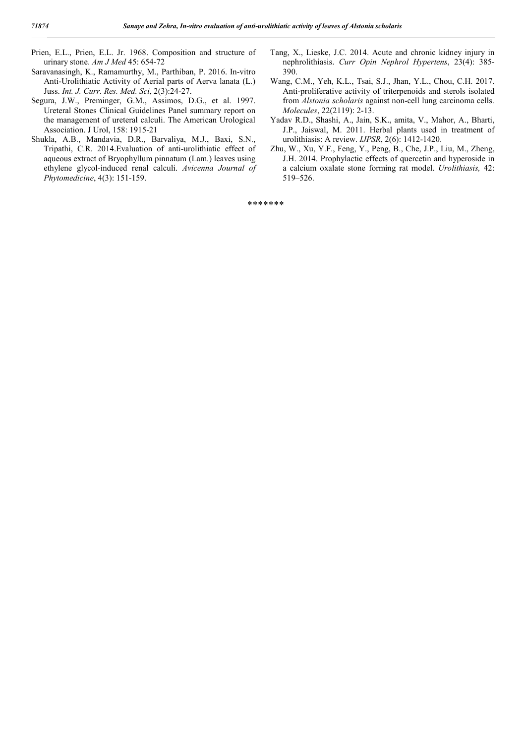Prien, E.L., Prien, E.L. Jr. 1968. Composition and structure of urinary stone. *Am J Med* 45: 654-72

Saravanasingh, K., Ramamurthy, M., Parthiban, P. 2016. In-vitro Anti-Urolithiatic Activity of Aerial parts of Aerva lanata (L.) Juss. *Int. J. Curr. Res. Med. Sci*, 2(3):24-27.

Segura, J.W., Preminger, G.M., Assimos, D.G., et al. 1997. Ureteral Stones Clinical Guidelines Panel summary report on the management of ureteral calculi. The American Urological Association. J Urol, 158: 1915-21

Shukla, A.B., Mandavia, D.R., Barvaliya, M.J., Baxi, S.N., Tripathi, C.R. 2014.Evaluation of anti-urolithiatic effect of aqueous extract of Bryophyllum pinnatum (Lam.) leaves using ethylene glycol-induced renal calculi. *Avicenna Journal of Phytomedicine*, 4(3): 151-159.

Tang, X., Lieske, J.C. 2014. Acute and chronic kidney injury in nephrolithiasis. *Curr Opin Nephrol Hypertens*, 23(4): 385-390.

Wang, C.M., Yeh, K.L., Tsai, S.J., Jhan, Y.L., Chou, C.H. 2017. Anti-proliferative activity of triterpenoids and sterols isolated from *Alstonia scholaris* against non-cell lung carcinoma cells. *Molecules*, 22(2119): 2-13.

Yadav R.D., Shashi, A., Jain, S.K., amita, V., Mahor, A., Bharti, J.P., Jaiswal, M. 2011. Herbal plants used in treatment of urolithiasis: A review. *IJPSR*, 2(6): 1412-1420.

Zhu, W., Xu, Y.F., Feng, Y., Peng, B., Che, J.P., Liu, M., Zheng, J.H. 2014. Prophylactic effects of quercetin and hyperoside in a calcium oxalate stone forming rat model. *Urolithiasis,* 42: 519–526.

*******